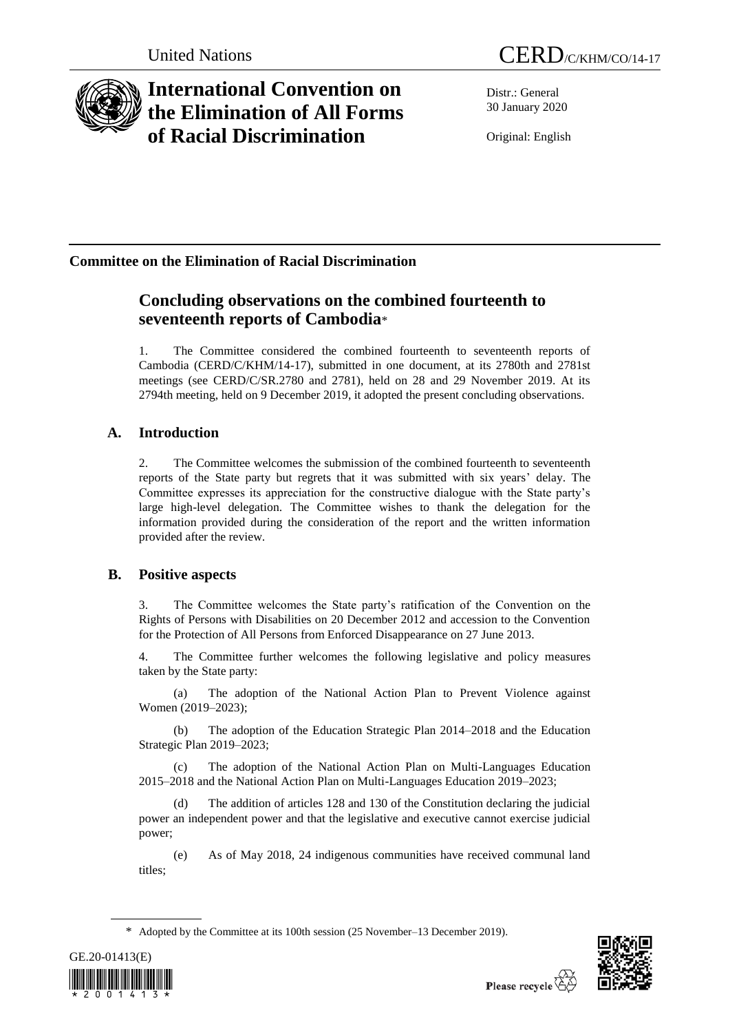United Nations

CERD/C/KHM/CO/14-17

# International Convention on the Elimination of All Forms of Racial Discrimination

Distr.: General
30 January 2020

Original: English

**Committee on the Elimination of Racial Discrimination**

## Concluding observations on the combined fourteenth to seventeenth reports of Cambodia*

1. The Committee considered the combined fourteenth to seventeenth reports of Cambodia (CERD/C/KHM/14-17), submitted in one document, at its 2780th and 2781st meetings (see CERD/C/SR.2780 and 2781), held on 28 and 29 November 2019. At its 2794th meeting, held on 9 December 2019, it adopted the present concluding observations.

## A. Introduction

2. The Committee welcomes the submission of the combined fourteenth to seventeenth reports of the State party but regrets that it was submitted with six years' delay. The Committee expresses its appreciation for the constructive dialogue with the State party's large high-level delegation. The Committee wishes to thank the delegation for the information provided during the consideration of the report and the written information provided after the review.

## B. Positive aspects

3. The Committee welcomes the State party's ratification of the Convention on the Rights of Persons with Disabilities on 20 December 2012 and accession to the Convention for the Protection of All Persons from Enforced Disappearance on 27 June 2013.

4. The Committee further welcomes the following legislative and policy measures taken by the State party:

(a) The adoption of the National Action Plan to Prevent Violence against Women (2019–2023);

(b) The adoption of the Education Strategic Plan 2014–2018 and the Education Strategic Plan 2019–2023;

(c) The adoption of the National Action Plan on Multi-Languages Education 2015–2018 and the National Action Plan on Multi-Languages Education 2019–2023;

(d) The addition of articles 128 and 130 of the Constitution declaring the judicial power an independent power and that the legislative and executive cannot exercise judicial power;

(e) As of May 2018, 24 indigenous communities have received communal land titles;

\* Adopted by the Committee at its 100th session (25 November–13 December 2019).

GE.20-01413(E)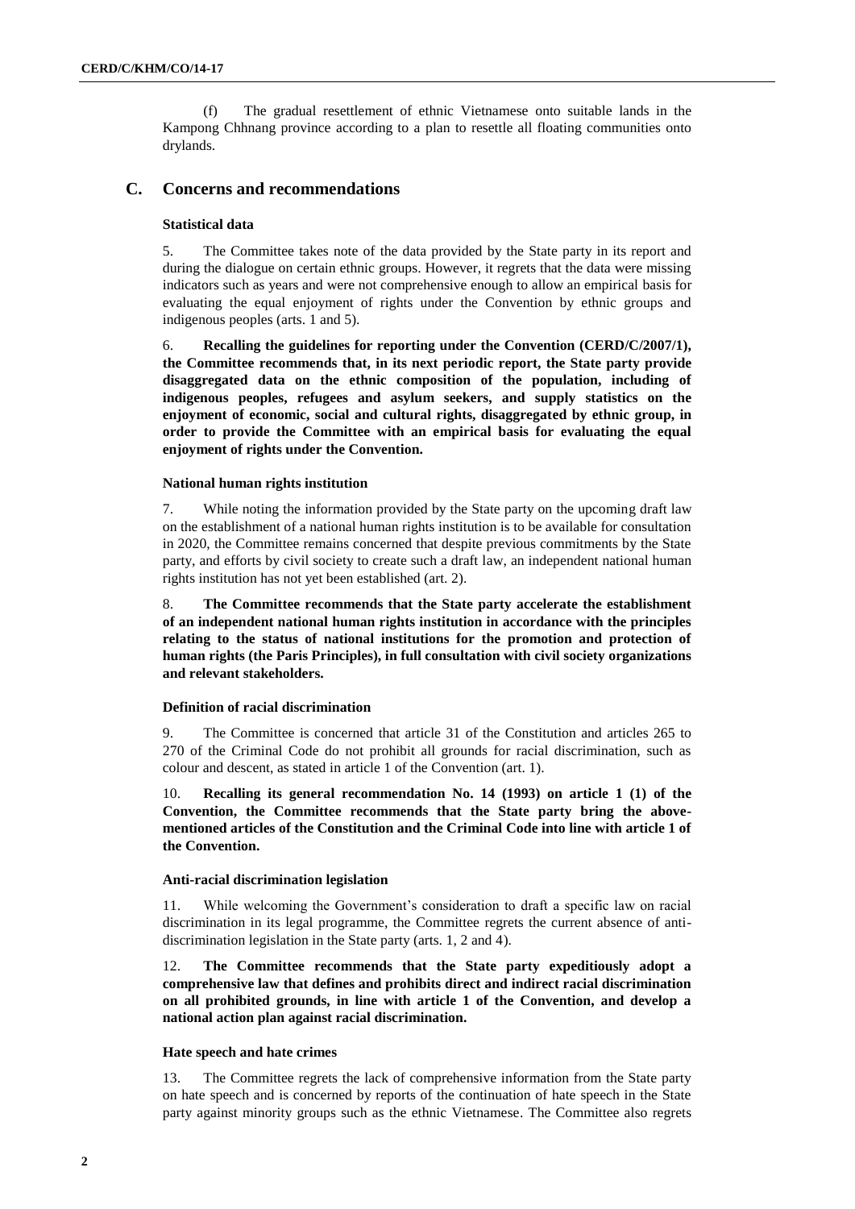(f) The gradual resettlement of ethnic Vietnamese onto suitable lands in the Kampong Chhnang province according to a plan to resettle all floating communities onto drylands.

## C. Concerns and recommendations

### Statistical data

5. The Committee takes note of the data provided by the State party in its report and during the dialogue on certain ethnic groups. However, it regrets that the data were missing indicators such as years and were not comprehensive enough to allow an empirical basis for evaluating the equal enjoyment of rights under the Convention by ethnic groups and indigenous peoples (arts. 1 and 5).

6. **Recalling the guidelines for reporting under the Convention (CERD/C/2007/1), the Committee recommends that, in its next periodic report, the State party provide disaggregated data on the ethnic composition of the population, including of indigenous peoples, refugees and asylum seekers, and supply statistics on the enjoyment of economic, social and cultural rights, disaggregated by ethnic group, in order to provide the Committee with an empirical basis for evaluating the equal enjoyment of rights under the Convention.**

### National human rights institution

7. While noting the information provided by the State party on the upcoming draft law on the establishment of a national human rights institution is to be available for consultation in 2020, the Committee remains concerned that despite previous commitments by the State party, and efforts by civil society to create such a draft law, an independent national human rights institution has not yet been established (art. 2).

8. **The Committee recommends that the State party accelerate the establishment of an independent national human rights institution in accordance with the principles relating to the status of national institutions for the promotion and protection of human rights (the Paris Principles), in full consultation with civil society organizations and relevant stakeholders.**

### Definition of racial discrimination

9. The Committee is concerned that article 31 of the Constitution and articles 265 to 270 of the Criminal Code do not prohibit all grounds for racial discrimination, such as colour and descent, as stated in article 1 of the Convention (art. 1).

10. **Recalling its general recommendation No. 14 (1993) on article 1 (1) of the Convention, the Committee recommends that the State party bring the above-mentioned articles of the Constitution and the Criminal Code into line with article 1 of the Convention.**

### Anti-racial discrimination legislation

11. While welcoming the Government's consideration to draft a specific law on racial discrimination in its legal programme, the Committee regrets the current absence of anti-discrimination legislation in the State party (arts. 1, 2 and 4).

12. **The Committee recommends that the State party expeditiously adopt a comprehensive law that defines and prohibits direct and indirect racial discrimination on all prohibited grounds, in line with article 1 of the Convention, and develop a national action plan against racial discrimination.**

### Hate speech and hate crimes

13. The Committee regrets the lack of comprehensive information from the State party on hate speech and is concerned by reports of the continuation of hate speech in the State party against minority groups such as the ethnic Vietnamese. The Committee also regrets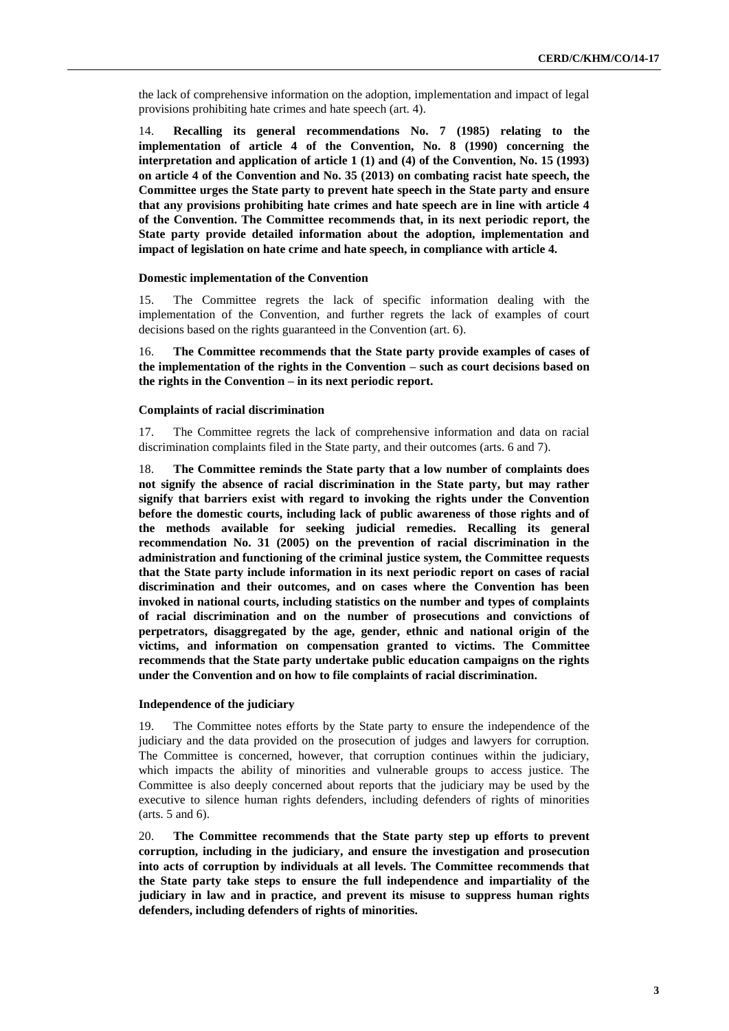the lack of comprehensive information on the adoption, implementation and impact of legal provisions prohibiting hate crimes and hate speech (art. 4).

14. **Recalling its general recommendations No. 7 (1985) relating to the implementation of article 4 of the Convention, No. 8 (1990) concerning the interpretation and application of article 1 (1) and (4) of the Convention, No. 15 (1993) on article 4 of the Convention and No. 35 (2013) on combating racist hate speech, the Committee urges the State party to prevent hate speech in the State party and ensure that any provisions prohibiting hate crimes and hate speech are in line with article 4 of the Convention. The Committee recommends that, in its next periodic report, the State party provide detailed information about the adoption, implementation and impact of legislation on hate crime and hate speech, in compliance with article 4.**

#### Domestic implementation of the Convention

15. The Committee regrets the lack of specific information dealing with the implementation of the Convention, and further regrets the lack of examples of court decisions based on the rights guaranteed in the Convention (art. 6).

16. **The Committee recommends that the State party provide examples of cases of the implementation of the rights in the Convention – such as court decisions based on the rights in the Convention – in its next periodic report.**

#### Complaints of racial discrimination

17. The Committee regrets the lack of comprehensive information and data on racial discrimination complaints filed in the State party, and their outcomes (arts. 6 and 7).

18. **The Committee reminds the State party that a low number of complaints does not signify the absence of racial discrimination in the State party, but may rather signify that barriers exist with regard to invoking the rights under the Convention before the domestic courts, including lack of public awareness of those rights and of the methods available for seeking judicial remedies. Recalling its general recommendation No. 31 (2005) on the prevention of racial discrimination in the administration and functioning of the criminal justice system, the Committee requests that the State party include information in its next periodic report on cases of racial discrimination and their outcomes, and on cases where the Convention has been invoked in national courts, including statistics on the number and types of complaints of racial discrimination and on the number of prosecutions and convictions of perpetrators, disaggregated by the age, gender, ethnic and national origin of the victims, and information on compensation granted to victims. The Committee recommends that the State party undertake public education campaigns on the rights under the Convention and on how to file complaints of racial discrimination.**

#### Independence of the judiciary

19. The Committee notes efforts by the State party to ensure the independence of the judiciary and the data provided on the prosecution of judges and lawyers for corruption. The Committee is concerned, however, that corruption continues within the judiciary, which impacts the ability of minorities and vulnerable groups to access justice. The Committee is also deeply concerned about reports that the judiciary may be used by the executive to silence human rights defenders, including defenders of rights of minorities (arts. 5 and 6).

20. **The Committee recommends that the State party step up efforts to prevent corruption, including in the judiciary, and ensure the investigation and prosecution into acts of corruption by individuals at all levels. The Committee recommends that the State party take steps to ensure the full independence and impartiality of the judiciary in law and in practice, and prevent its misuse to suppress human rights defenders, including defenders of rights of minorities.**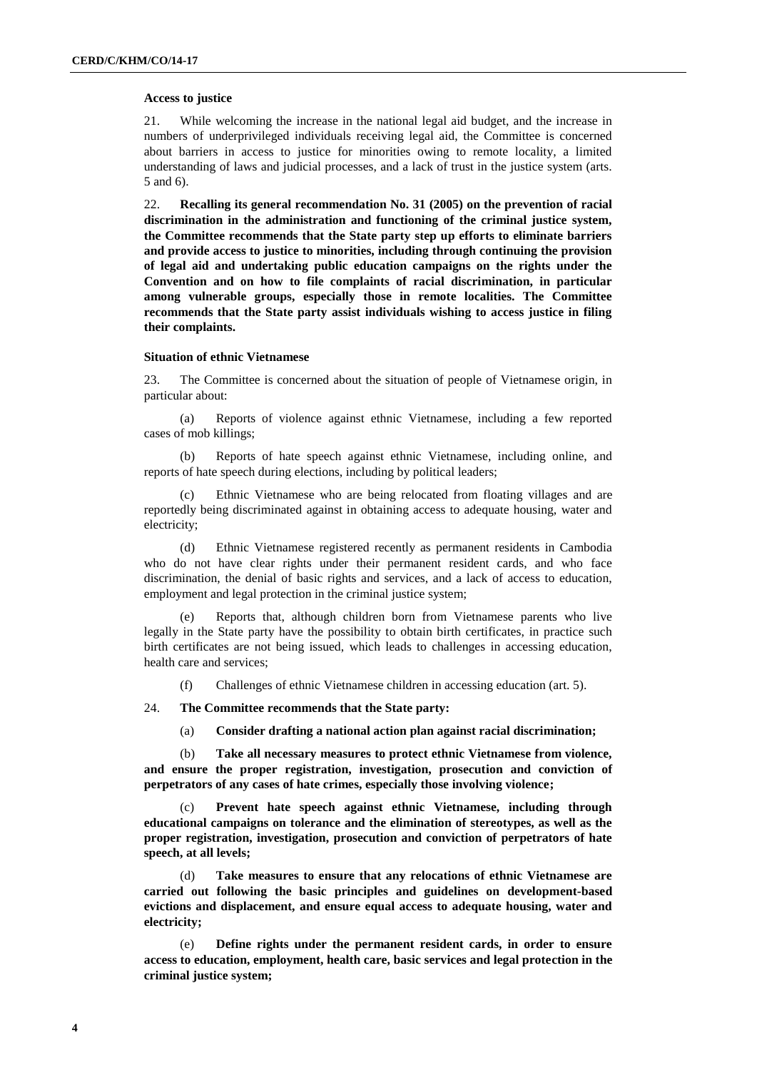**Access to justice**

21. While welcoming the increase in the national legal aid budget, and the increase in numbers of underprivileged individuals receiving legal aid, the Committee is concerned about barriers in access to justice for minorities owing to remote locality, a limited understanding of laws and judicial processes, and a lack of trust in the justice system (arts. 5 and 6).

22. **Recalling its general recommendation No. 31 (2005) on the prevention of racial discrimination in the administration and functioning of the criminal justice system, the Committee recommends that the State party step up efforts to eliminate barriers and provide access to justice to minorities, including through continuing the provision of legal aid and undertaking public education campaigns on the rights under the Convention and on how to file complaints of racial discrimination, in particular among vulnerable groups, especially those in remote localities. The Committee recommends that the State party assist individuals wishing to access justice in filing their complaints.**

**Situation of ethnic Vietnamese**

23. The Committee is concerned about the situation of people of Vietnamese origin, in particular about:

(a) Reports of violence against ethnic Vietnamese, including a few reported cases of mob killings;

(b) Reports of hate speech against ethnic Vietnamese, including online, and reports of hate speech during elections, including by political leaders;

(c) Ethnic Vietnamese who are being relocated from floating villages and are reportedly being discriminated against in obtaining access to adequate housing, water and electricity;

(d) Ethnic Vietnamese registered recently as permanent residents in Cambodia who do not have clear rights under their permanent resident cards, and who face discrimination, the denial of basic rights and services, and a lack of access to education, employment and legal protection in the criminal justice system;

(e) Reports that, although children born from Vietnamese parents who live legally in the State party have the possibility to obtain birth certificates, in practice such birth certificates are not being issued, which leads to challenges in accessing education, health care and services;

(f) Challenges of ethnic Vietnamese children in accessing education (art. 5).

24. **The Committee recommends that the State party:**

(a) **Consider drafting a national action plan against racial discrimination;**

(b) **Take all necessary measures to protect ethnic Vietnamese from violence, and ensure the proper registration, investigation, prosecution and conviction of perpetrators of any cases of hate crimes, especially those involving violence;**

(c) **Prevent hate speech against ethnic Vietnamese, including through educational campaigns on tolerance and the elimination of stereotypes, as well as the proper registration, investigation, prosecution and conviction of perpetrators of hate speech, at all levels;**

(d) **Take measures to ensure that any relocations of ethnic Vietnamese are carried out following the basic principles and guidelines on development-based evictions and displacement, and ensure equal access to adequate housing, water and electricity;**

(e) **Define rights under the permanent resident cards, in order to ensure access to education, employment, health care, basic services and legal protection in the criminal justice system;**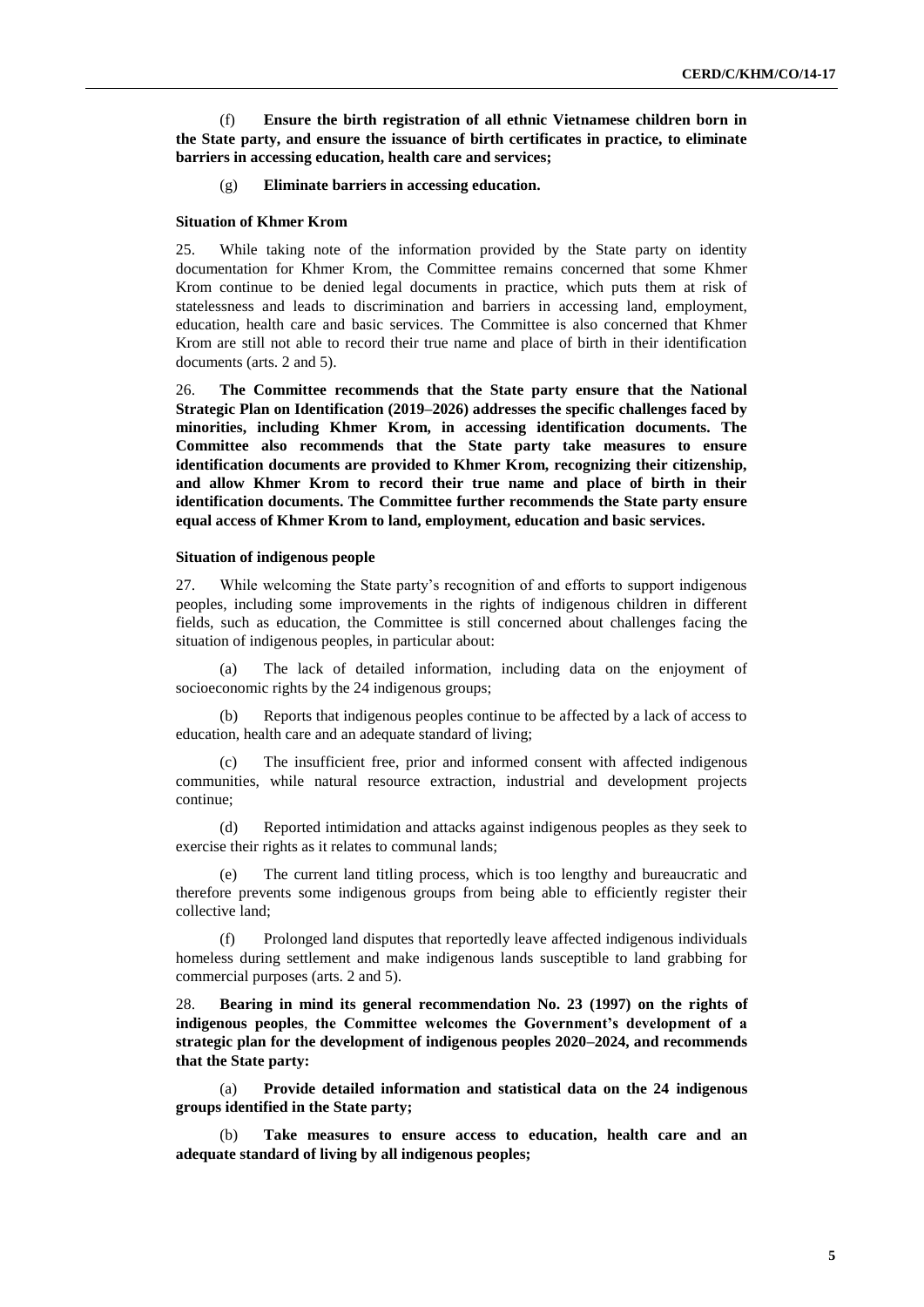(f) **Ensure the birth registration of all ethnic Vietnamese children born in the State party, and ensure the issuance of birth certificates in practice, to eliminate barriers in accessing education, health care and services;**

(g) **Eliminate barriers in accessing education.**

### Situation of Khmer Krom

25. While taking note of the information provided by the State party on identity documentation for Khmer Krom, the Committee remains concerned that some Khmer Krom continue to be denied legal documents in practice, which puts them at risk of statelessness and leads to discrimination and barriers in accessing land, employment, education, health care and basic services. The Committee is also concerned that Khmer Krom are still not able to record their true name and place of birth in their identification documents (arts. 2 and 5).

26. **The Committee recommends that the State party ensure that the National Strategic Plan on Identification (2019–2026) addresses the specific challenges faced by minorities, including Khmer Krom, in accessing identification documents. The Committee also recommends that the State party take measures to ensure identification documents are provided to Khmer Krom, recognizing their citizenship, and allow Khmer Krom to record their true name and place of birth in their identification documents. The Committee further recommends the State party ensure equal access of Khmer Krom to land, employment, education and basic services.**

### Situation of indigenous people

27. While welcoming the State party's recognition of and efforts to support indigenous peoples, including some improvements in the rights of indigenous children in different fields, such as education, the Committee is still concerned about challenges facing the situation of indigenous peoples, in particular about:

(a) The lack of detailed information, including data on the enjoyment of socioeconomic rights by the 24 indigenous groups;

(b) Reports that indigenous peoples continue to be affected by a lack of access to education, health care and an adequate standard of living;

(c) The insufficient free, prior and informed consent with affected indigenous communities, while natural resource extraction, industrial and development projects continue;

(d) Reported intimidation and attacks against indigenous peoples as they seek to exercise their rights as it relates to communal lands;

(e) The current land titling process, which is too lengthy and bureaucratic and therefore prevents some indigenous groups from being able to efficiently register their collective land;

(f) Prolonged land disputes that reportedly leave affected indigenous individuals homeless during settlement and make indigenous lands susceptible to land grabbing for commercial purposes (arts. 2 and 5).

28. **Bearing in mind its general recommendation No. 23 (1997) on the rights of indigenous peoples, the Committee welcomes the Government's development of a strategic plan for the development of indigenous peoples 2020–2024, and recommends that the State party:**

(a) **Provide detailed information and statistical data on the 24 indigenous groups identified in the State party;**

(b) **Take measures to ensure access to education, health care and an adequate standard of living by all indigenous peoples;**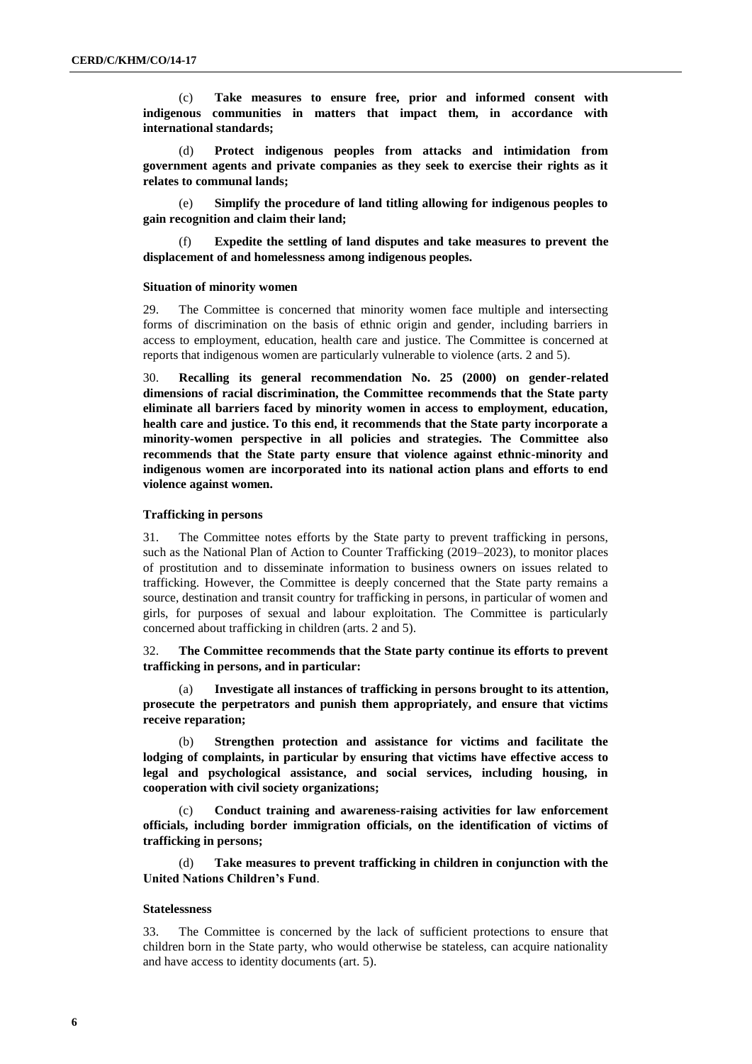(c) **Take measures to ensure free, prior and informed consent with indigenous communities in matters that impact them, in accordance with international standards;**

(d) **Protect indigenous peoples from attacks and intimidation from government agents and private companies as they seek to exercise their rights as it relates to communal lands;**

(e) **Simplify the procedure of land titling allowing for indigenous peoples to gain recognition and claim their land;**

(f) **Expedite the settling of land disputes and take measures to prevent the displacement of and homelessness among indigenous peoples.**

#### Situation of minority women

29. The Committee is concerned that minority women face multiple and intersecting forms of discrimination on the basis of ethnic origin and gender, including barriers in access to employment, education, health care and justice. The Committee is concerned at reports that indigenous women are particularly vulnerable to violence (arts. 2 and 5).

30. **Recalling its general recommendation No. 25 (2000) on gender-related dimensions of racial discrimination, the Committee recommends that the State party eliminate all barriers faced by minority women in access to employment, education, health care and justice. To this end, it recommends that the State party incorporate a minority-women perspective in all policies and strategies. The Committee also recommends that the State party ensure that violence against ethnic-minority and indigenous women are incorporated into its national action plans and efforts to end violence against women.**

#### Trafficking in persons

31. The Committee notes efforts by the State party to prevent trafficking in persons, such as the National Plan of Action to Counter Trafficking (2019–2023), to monitor places of prostitution and to disseminate information to business owners on issues related to trafficking. However, the Committee is deeply concerned that the State party remains a source, destination and transit country for trafficking in persons, in particular of women and girls, for purposes of sexual and labour exploitation. The Committee is particularly concerned about trafficking in children (arts. 2 and 5).

32. **The Committee recommends that the State party continue its efforts to prevent trafficking in persons, and in particular:**

(a) **Investigate all instances of trafficking in persons brought to its attention, prosecute the perpetrators and punish them appropriately, and ensure that victims receive reparation;**

(b) **Strengthen protection and assistance for victims and facilitate the lodging of complaints, in particular by ensuring that victims have effective access to legal and psychological assistance, and social services, including housing, in cooperation with civil society organizations;**

(c) **Conduct training and awareness-raising activities for law enforcement officials, including border immigration officials, on the identification of victims of trafficking in persons;**

(d) **Take measures to prevent trafficking in children in conjunction with the United Nations Children's Fund**.

#### Statelessness

33. The Committee is concerned by the lack of sufficient protections to ensure that children born in the State party, who would otherwise be stateless, can acquire nationality and have access to identity documents (art. 5).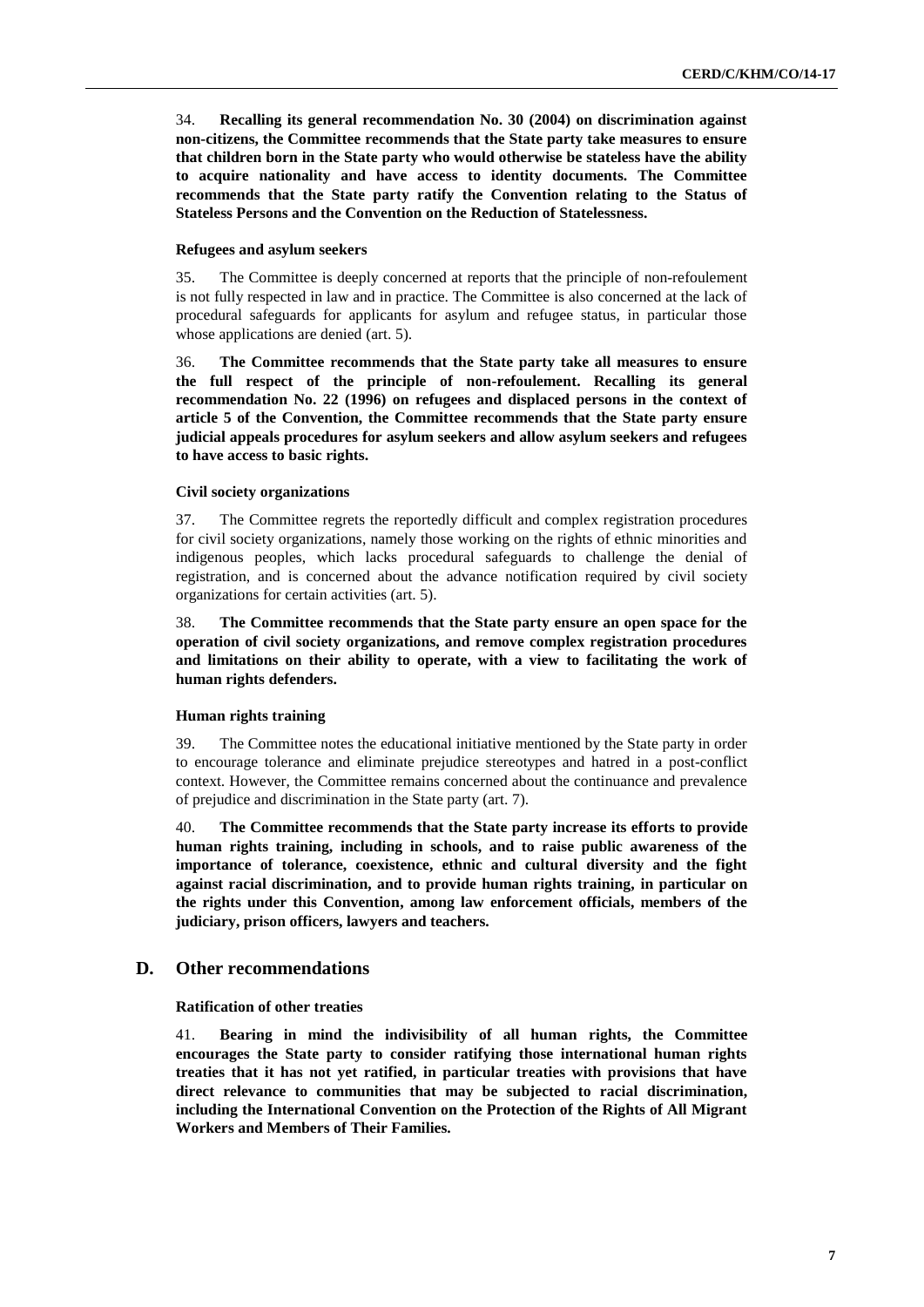34. **Recalling its general recommendation No. 30 (2004) on discrimination against non-citizens, the Committee recommends that the State party take measures to ensure that children born in the State party who would otherwise be stateless have the ability to acquire nationality and have access to identity documents. The Committee recommends that the State party ratify the Convention relating to the Status of Stateless Persons and the Convention on the Reduction of Statelessness.**

#### Refugees and asylum seekers

35. The Committee is deeply concerned at reports that the principle of non-refoulement is not fully respected in law and in practice. The Committee is also concerned at the lack of procedural safeguards for applicants for asylum and refugee status, in particular those whose applications are denied (art. 5).

36. **The Committee recommends that the State party take all measures to ensure the full respect of the principle of non-refoulement. Recalling its general recommendation No. 22 (1996) on refugees and displaced persons in the context of article 5 of the Convention, the Committee recommends that the State party ensure judicial appeals procedures for asylum seekers and allow asylum seekers and refugees to have access to basic rights.**

#### Civil society organizations

37. The Committee regrets the reportedly difficult and complex registration procedures for civil society organizations, namely those working on the rights of ethnic minorities and indigenous peoples, which lacks procedural safeguards to challenge the denial of registration, and is concerned about the advance notification required by civil society organizations for certain activities (art. 5).

38. **The Committee recommends that the State party ensure an open space for the operation of civil society organizations, and remove complex registration procedures and limitations on their ability to operate, with a view to facilitating the work of human rights defenders.**

#### Human rights training

39. The Committee notes the educational initiative mentioned by the State party in order to encourage tolerance and eliminate prejudice stereotypes and hatred in a post-conflict context. However, the Committee remains concerned about the continuance and prevalence of prejudice and discrimination in the State party (art. 7).

40. **The Committee recommends that the State party increase its efforts to provide human rights training, including in schools, and to raise public awareness of the importance of tolerance, coexistence, ethnic and cultural diversity and the fight against racial discrimination, and to provide human rights training, in particular on the rights under this Convention, among law enforcement officials, members of the judiciary, prison officers, lawyers and teachers.**

## D. Other recommendations

#### Ratification of other treaties

41. **Bearing in mind the indivisibility of all human rights, the Committee encourages the State party to consider ratifying those international human rights treaties that it has not yet ratified, in particular treaties with provisions that have direct relevance to communities that may be subjected to racial discrimination, including the International Convention on the Protection of the Rights of All Migrant Workers and Members of Their Families.**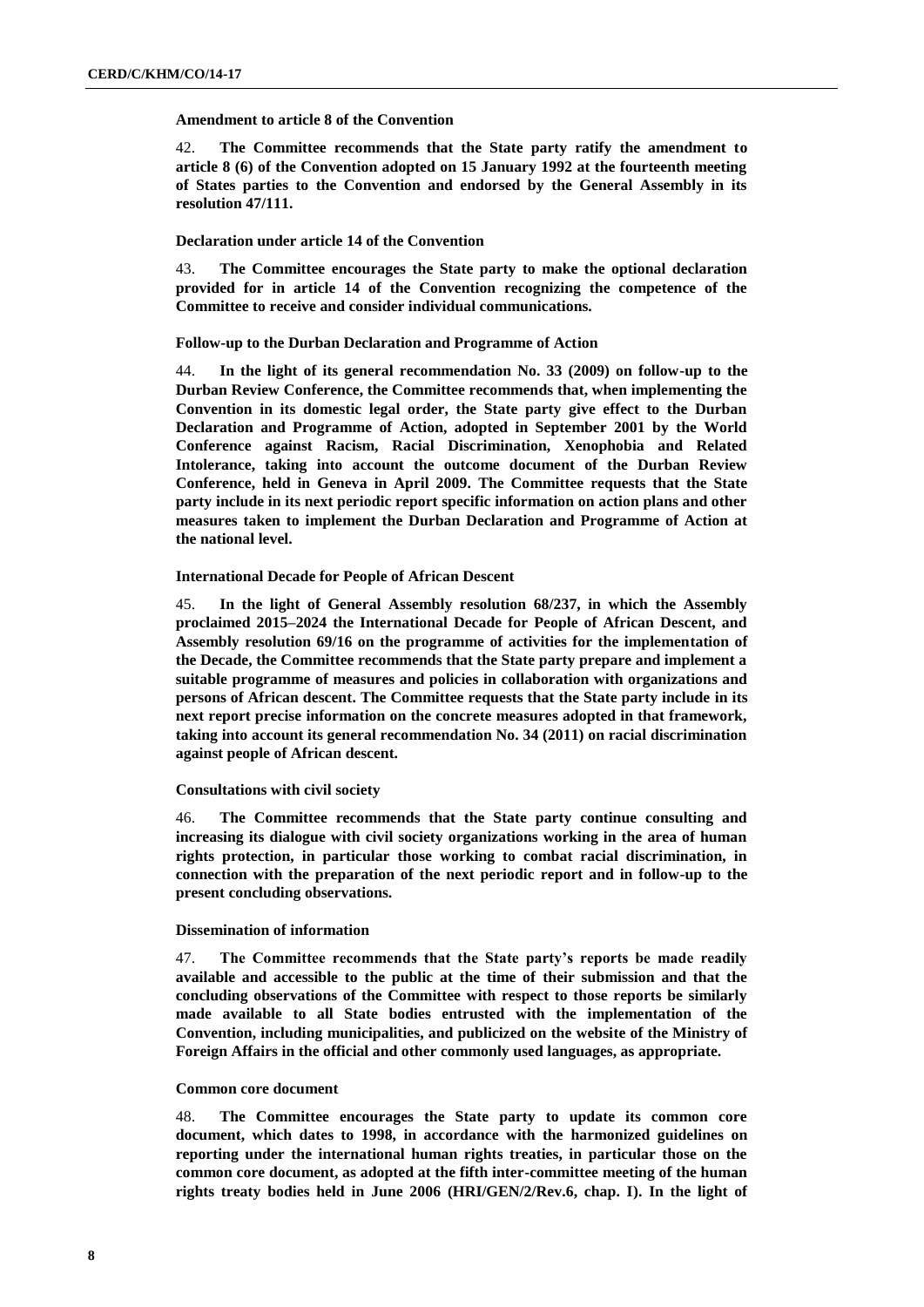**Amendment to article 8 of the Convention**

42. **The Committee recommends that the State party ratify the amendment to article 8 (6) of the Convention adopted on 15 January 1992 at the fourteenth meeting of States parties to the Convention and endorsed by the General Assembly in its resolution 47/111.**

**Declaration under article 14 of the Convention**

43. **The Committee encourages the State party to make the optional declaration provided for in article 14 of the Convention recognizing the competence of the Committee to receive and consider individual communications.**

**Follow-up to the Durban Declaration and Programme of Action**

44. **In the light of its general recommendation No. 33 (2009) on follow-up to the Durban Review Conference, the Committee recommends that, when implementing the Convention in its domestic legal order, the State party give effect to the Durban Declaration and Programme of Action, adopted in September 2001 by the World Conference against Racism, Racial Discrimination, Xenophobia and Related Intolerance, taking into account the outcome document of the Durban Review Conference, held in Geneva in April 2009. The Committee requests that the State party include in its next periodic report specific information on action plans and other measures taken to implement the Durban Declaration and Programme of Action at the national level.**

**International Decade for People of African Descent**

45. **In the light of General Assembly resolution 68/237, in which the Assembly proclaimed 2015–2024 the International Decade for People of African Descent, and Assembly resolution 69/16 on the programme of activities for the implementation of the Decade, the Committee recommends that the State party prepare and implement a suitable programme of measures and policies in collaboration with organizations and persons of African descent. The Committee requests that the State party include in its next report precise information on the concrete measures adopted in that framework, taking into account its general recommendation No. 34 (2011) on racial discrimination against people of African descent.**

**Consultations with civil society**

46. **The Committee recommends that the State party continue consulting and increasing its dialogue with civil society organizations working in the area of human rights protection, in particular those working to combat racial discrimination, in connection with the preparation of the next periodic report and in follow-up to the present concluding observations.**

**Dissemination of information**

47. **The Committee recommends that the State party's reports be made readily available and accessible to the public at the time of their submission and that the concluding observations of the Committee with respect to those reports be similarly made available to all State bodies entrusted with the implementation of the Convention, including municipalities, and publicized on the website of the Ministry of Foreign Affairs in the official and other commonly used languages, as appropriate.**

**Common core document**

48. **The Committee encourages the State party to update its common core document, which dates to 1998, in accordance with the harmonized guidelines on reporting under the international human rights treaties, in particular those on the common core document, as adopted at the fifth inter-committee meeting of the human rights treaty bodies held in June 2006 (HRI/GEN/2/Rev.6, chap. I). In the light of**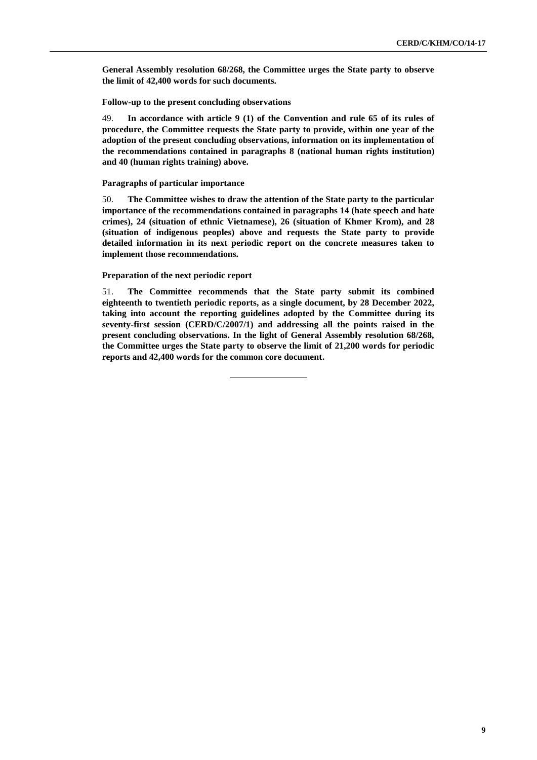**General Assembly resolution 68/268, the Committee urges the State party to observe the limit of 42,400 words for such documents.**

### Follow-up to the present concluding observations

49. **In accordance with article 9 (1) of the Convention and rule 65 of its rules of procedure, the Committee requests the State party to provide, within one year of the adoption of the present concluding observations, information on its implementation of the recommendations contained in paragraphs 8 (national human rights institution) and 40 (human rights training) above.**

### Paragraphs of particular importance

50. **The Committee wishes to draw the attention of the State party to the particular importance of the recommendations contained in paragraphs 14 (hate speech and hate crimes), 24 (situation of ethnic Vietnamese), 26 (situation of Khmer Krom), and 28 (situation of indigenous peoples) above and requests the State party to provide detailed information in its next periodic report on the concrete measures taken to implement those recommendations.**

### Preparation of the next periodic report

51. **The Committee recommends that the State party submit its combined eighteenth to twentieth periodic reports, as a single document, by 28 December 2022, taking into account the reporting guidelines adopted by the Committee during its seventy-first session (CERD/C/2007/1) and addressing all the points raised in the present concluding observations. In the light of General Assembly resolution 68/268, the Committee urges the State party to observe the limit of 21,200 words for periodic reports and 42,400 words for the common core document.**